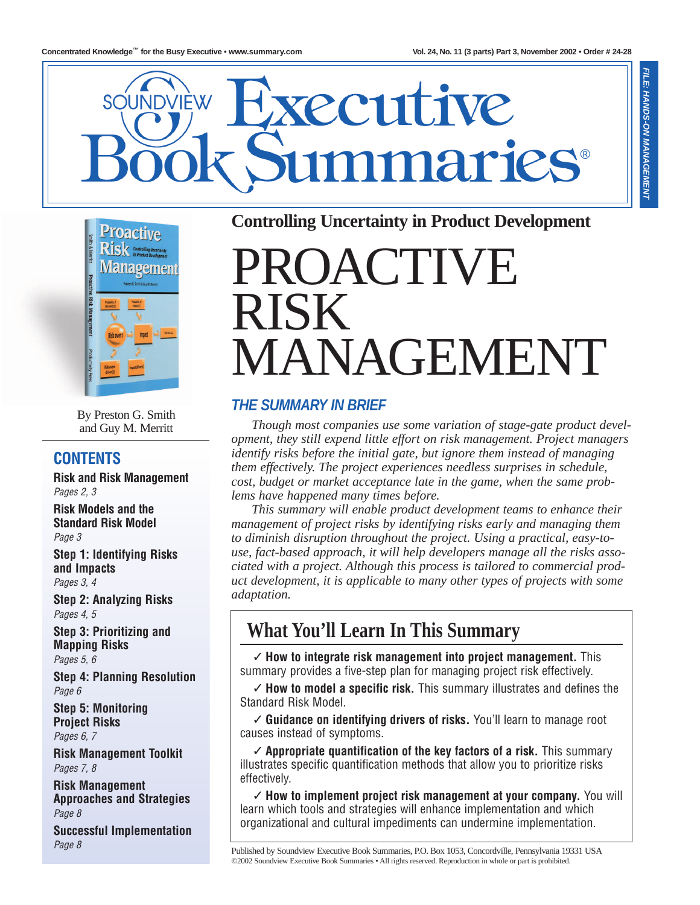Concentrated Knowledge™ for the Busy Executive • www.summary.com

Vol. 24, No. 11 (3 parts) Part 3, November 2002 • Order # 24-28

# Soundview Executive Book Summaries®

FILE: HANDS-ON MANAGEMENT

## Controlling Uncertainty in Product Development

# PROACTIVE RISK MANAGEMENT

By Preston G. Smith and Guy M. Merritt

## CONTENTS

**Risk and Risk Management**
*Pages 2, 3*

**Risk Models and the Standard Risk Model**
*Page 3*

**Step 1: Identifying Risks and Impacts**
*Pages 3, 4*

**Step 2: Analyzing Risks**
*Pages 4, 5*

**Step 3: Prioritizing and Mapping Risks**
*Pages 5, 6*

**Step 4: Planning Resolution**
*Page 6*

**Step 5: Monitoring Project Risks**
*Pages 6, 7*

**Risk Management Toolkit**
*Pages 7, 8*

**Risk Management Approaches and Strategies**
*Page 8*

**Successful Implementation**
*Page 8*

### THE SUMMARY IN BRIEF

*Though most companies use some variation of stage-gate product development, they still expend little effort on risk management. Project managers identify risks before the initial gate, but ignore them instead of managing them effectively. The project experiences needless surprises in schedule, cost, budget or market acceptance late in the game, when the same problems have happened many times before.*

*This summary will enable product development teams to enhance their management of project risks by identifying risks early and managing them to diminish disruption throughout the project. Using a practical, easy-to-use, fact-based approach, it will help developers manage all the risks associated with a project. Although this process is tailored to commercial product development, it is applicable to many other types of projects with some adaptation.*

## What You'll Learn In This Summary

✓ **How to integrate risk management into project management.** This summary provides a five-step plan for managing project risk effectively.

✓ **How to model a specific risk.** This summary illustrates and defines the Standard Risk Model.

✓ **Guidance on identifying drivers of risks.** You'll learn to manage root causes instead of symptoms.

✓ **Appropriate quantification of the key factors of a risk.** This summary illustrates specific quantification methods that allow you to prioritize risks effectively.

✓ **How to implement project risk management at your company.** You will learn which tools and strategies will enhance implementation and which organizational and cultural impediments can undermine implementation.

Published by Soundview Executive Book Summaries, P.O. Box 1053, Concordville, Pennsylvania 19331 USA
©2002 Soundview Executive Book Summaries • All rights reserved. Reproduction in whole or part is prohibited.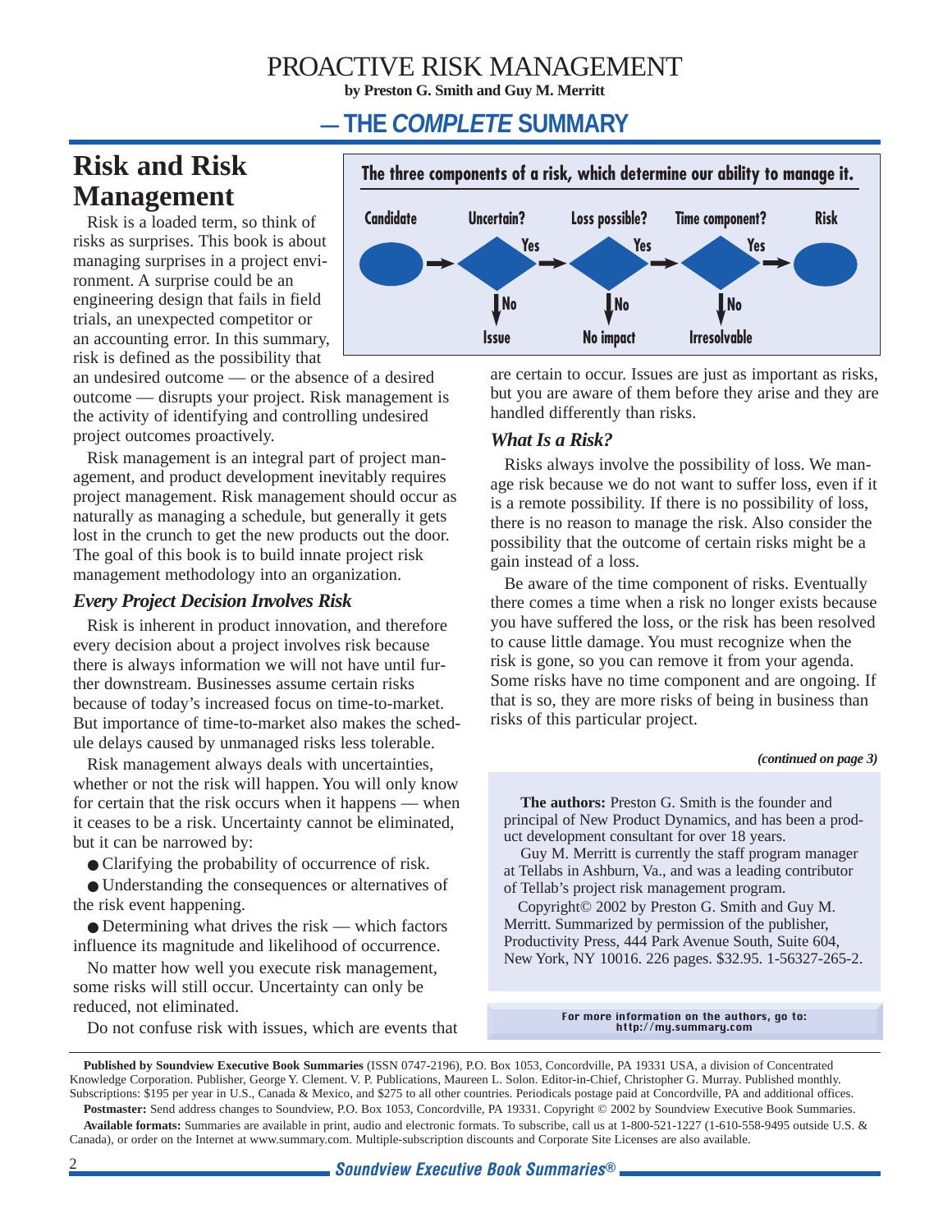# PROACTIVE RISK MANAGEMENT

**by Preston G. Smith and Guy M. Merritt**

## — THE *COMPLETE* SUMMARY

# Risk and Risk Management

Risk is a loaded term, so think of risks as surprises. This book is about managing surprises in a project environment. A surprise could be an engineering design that fails in field trials, an unexpected competitor or an accounting error. In this summary, risk is defined as the possibility that an undesired outcome — or the absence of a desired outcome — disrupts your project. Risk management is the activity of identifying and controlling undesired project outcomes proactively.

Risk management is an integral part of project management, and product development inevitably requires project management. Risk management should occur as naturally as managing a schedule, but generally it gets lost in the crunch to get the new products out the door. The goal of this book is to build innate project risk management methodology into an organization.

**The three components of a risk, which determine our ability to manage it.**

Candidate → Uncertain? (Yes →; No ↓ Issue) → Loss possible? (Yes →; No ↓ No impact) → Time component? (Yes →; No ↓ Irresolvable) → Risk

### *Every Project Decision Involves Risk*

Risk is inherent in product innovation, and therefore every decision about a project involves risk because there is always information we will not have until further downstream. Businesses assume certain risks because of today's increased focus on time-to-market. But importance of time-to-market also makes the schedule delays caused by unmanaged risks less tolerable.

Risk management always deals with uncertainties, whether or not the risk will happen. You will only know for certain that the risk occurs when it happens — when it ceases to be a risk. Uncertainty cannot be eliminated, but it can be narrowed by:

- Clarifying the probability of occurrence of risk.
- Understanding the consequences or alternatives of the risk event happening.
- Determining what drives the risk — which factors influence its magnitude and likelihood of occurrence.

No matter how well you execute risk management, some risks will still occur. Uncertainty can only be reduced, not eliminated.

Do not confuse risk with issues, which are events that are certain to occur. Issues are just as important as risks, but you are aware of them before they arise and they are handled differently than risks.

### *What Is a Risk?*

Risks always involve the possibility of loss. We manage risk because we do not want to suffer loss, even if it is a remote possibility. If there is no possibility of loss, there is no reason to manage the risk. Also consider the possibility that the outcome of certain risks might be a gain instead of a loss.

Be aware of the time component of risks. Eventually there comes a time when a risk no longer exists because you have suffered the loss, or the risk has been resolved to cause little damage. You must recognize when the risk is gone, so you can remove it from your agenda. Some risks have no time component and are ongoing. If that is so, they are more risks of being in business than risks of this particular project.

*(continued on page 3)*

**The authors:** Preston G. Smith is the founder and principal of New Product Dynamics, and has been a product development consultant for over 18 years.

Guy M. Merritt is currently the staff program manager at Tellabs in Ashburn, Va., and was a leading contributor of Tellab's project risk management program.

Copyright© 2002 by Preston G. Smith and Guy M. Merritt. Summarized by permission of the publisher, Productivity Press, 444 Park Avenue South, Suite 604, New York, NY 10016. 226 pages. $32.95. 1-56327-265-2.

For more information on the authors, go to: http://my.summary.com

**Published by Soundview Executive Book Summaries** (ISSN 0747-2196), P.O. Box 1053, Concordville, PA 19331 USA, a division of Concentrated Knowledge Corporation. Publisher, George Y. Clement. V. P. Publications, Maureen L. Solon. Editor-in-Chief, Christopher G. Murray. Published monthly. Subscriptions: $195 per year in U.S., Canada & Mexico, and $275 to all other countries. Periodicals postage paid at Concordville, PA and additional offices.

**Postmaster:** Send address changes to Soundview, P.O. Box 1053, Concordville, PA 19331. Copyright © 2002 by Soundview Executive Book Summaries.

**Available formats:** Summaries are available in print, audio and electronic formats. To subscribe, call us at 1-800-521-1227 (1-610-558-9495 outside U.S. & Canada), or order on the Internet at www.summary.com. Multiple-subscription discounts and Corporate Site Licenses are also available.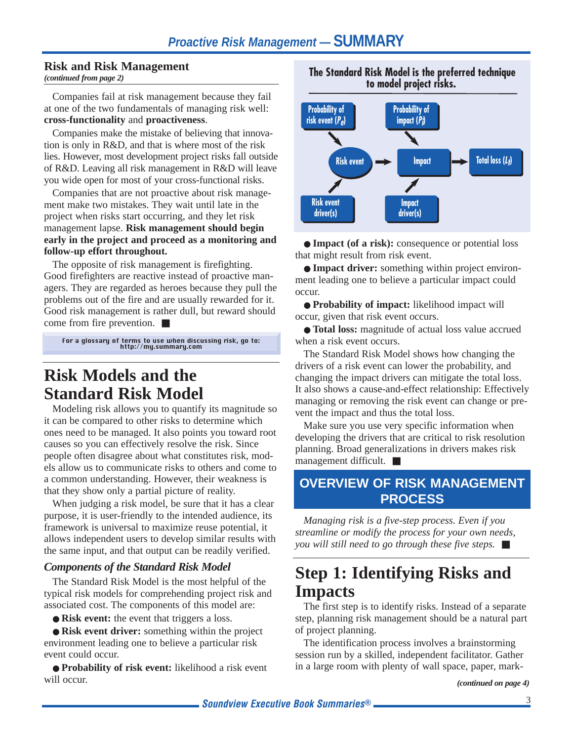## Risk and Risk Management

*(continued from page 2)*

Companies fail at risk management because they fail at one of the two fundamentals of managing risk well: **cross-functionality** and **proactiveness**.

Companies make the mistake of believing that innovation is only in R&D, and that is where most of the risk lies. However, most development project risks fall outside of R&D. Leaving all risk management in R&D will leave you wide open for most of your cross-functional risks.

Companies that are not proactive about risk management make two mistakes. They wait until late in the project when risks start occurring, and they let risk management lapse. **Risk management should begin early in the project and proceed as a monitoring and follow-up effort throughout.**

The opposite of risk management is firefighting. Good firefighters are reactive instead of proactive managers. They are regarded as heroes because they pull the problems out of the fire and are usually rewarded for it. Good risk management is rather dull, but reward should come from fire prevention. ■

For a glossary of terms to use when discussing risk, go to: http://my.summary.com

# Risk Models and the Standard Risk Model

Modeling risk allows you to quantify its magnitude so it can be compared to other risks to determine which ones need to be managed. It also points you toward root causes so you can effectively resolve the risk. Since people often disagree about what constitutes risk, models allow us to communicate risks to others and come to a common understanding. However, their weakness is that they show only a partial picture of reality.

When judging a risk model, be sure that it has a clear purpose, it is user-friendly to the intended audience, its framework is universal to maximize reuse potential, it allows independent users to develop similar results with the same input, and that output can be readily verified.

### *Components of the Standard Risk Model*

The Standard Risk Model is the most helpful of the typical risk models for comprehending project risk and associated cost. The components of this model are:

- **Risk event:** the event that triggers a loss.
- **Risk event driver:** something within the project environment leading one to believe a particular risk event could occur.
- **Probability of risk event:** likelihood a risk event will occur.

**The Standard Risk Model is the preferred technique to model project risks.**

Probability of risk event ($P_e$) → Risk event; Risk event driver(s) → Risk event; Risk event → Impact; Probability of impact ($P_i$) → Impact; Impact driver(s) → Impact; Impact → Total loss ($L_t$)

- **Impact (of a risk):** consequence or potential loss that might result from risk event.
- **Impact driver:** something within project environment leading one to believe a particular impact could occur.
- **Probability of impact:** likelihood impact will occur, given that risk event occurs.
- **Total loss:** magnitude of actual loss value accrued when a risk event occurs.

The Standard Risk Model shows how changing the drivers of a risk event can lower the probability, and changing the impact drivers can mitigate the total loss. It also shows a cause-and-effect relationship: Effectively managing or removing the risk event can change or prevent the impact and thus the total loss.

Make sure you use very specific information when developing the drivers that are critical to risk resolution planning. Broad generalizations in drivers makes risk management difficult. ■

## OVERVIEW OF RISK MANAGEMENT PROCESS

*Managing risk is a five-step process. Even if you streamline or modify the process for your own needs, you will still need to go through these five steps.* ■

# Step 1: Identifying Risks and Impacts

The first step is to identify risks. Instead of a separate step, planning risk management should be a natural part of project planning.

The identification process involves a brainstorming session run by a skilled, independent facilitator. Gather in a large room with plenty of wall space, paper, mark-

*(continued on page 4)*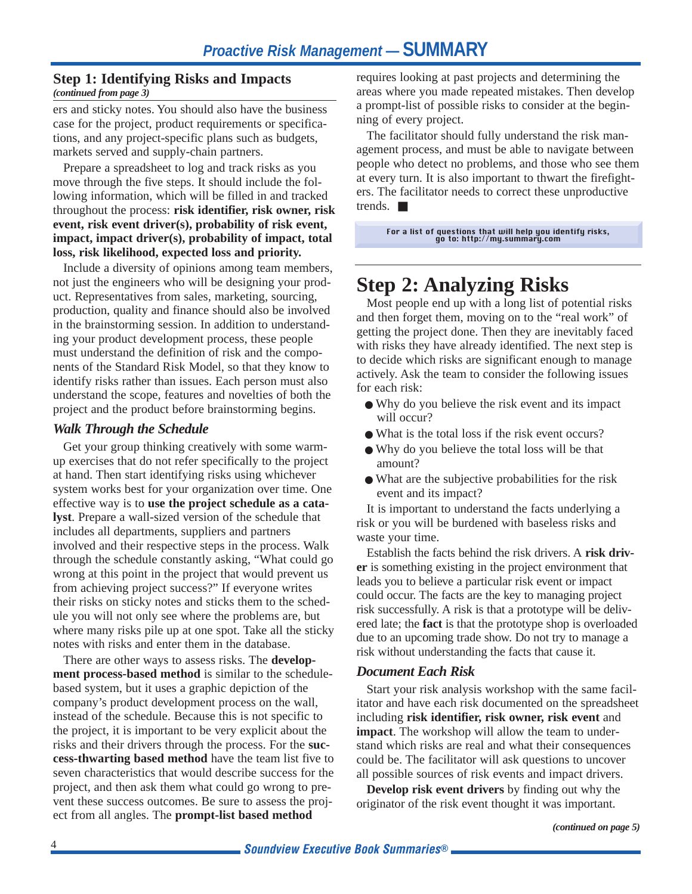### Step 1: Identifying Risks and Impacts
*(continued from page 3)*

ers and sticky notes. You should also have the business case for the project, product requirements or specifications, and any project-specific plans such as budgets, markets served and supply-chain partners.

Prepare a spreadsheet to log and track risks as you move through the five steps. It should include the following information, which will be filled in and tracked throughout the process: **risk identifier, risk owner, risk event, risk event driver(s), probability of risk event, impact, impact driver(s), probability of impact, total loss, risk likelihood, expected loss and priority.**

Include a diversity of opinions among team members, not just the engineers who will be designing your product. Representatives from sales, marketing, sourcing, production, quality and finance should also be involved in the brainstorming session. In addition to understanding your product development process, these people must understand the definition of risk and the components of the Standard Risk Model, so that they know to identify risks rather than issues. Each person must also understand the scope, features and novelties of both the project and the product before brainstorming begins.

#### *Walk Through the Schedule*

Get your group thinking creatively with some warm-up exercises that do not refer specifically to the project at hand. Then start identifying risks using whichever system works best for your organization over time. One effective way is to **use the project schedule as a catalyst**. Prepare a wall-sized version of the schedule that includes all departments, suppliers and partners involved and their respective steps in the process. Walk through the schedule constantly asking, "What could go wrong at this point in the project that would prevent us from achieving project success?" If everyone writes their risks on sticky notes and sticks them to the schedule you will not only see where the problems are, but where many risks pile up at one spot. Take all the sticky notes with risks and enter them in the database.

There are other ways to assess risks. The **development process-based method** is similar to the schedule-based system, but it uses a graphic depiction of the company's product development process on the wall, instead of the schedule. Because this is not specific to the project, it is important to be very explicit about the risks and their drivers through the process. For the **success-thwarting based method** have the team list five to seven characteristics that would describe success for the project, and then ask them what could go wrong to prevent these success outcomes. Be sure to assess the project from all angles. The **prompt-list based method** requires looking at past projects and determining the areas where you made repeated mistakes. Then develop a prompt-list of possible risks to consider at the beginning of every project.

The facilitator should fully understand the risk management process, and must be able to navigate between people who detect no problems, and those who see them at every turn. It is also important to thwart the firefighters. The facilitator needs to correct these unproductive trends. ■

For a list of questions that will help you identify risks, go to: http://my.summary.com

## Step 2: Analyzing Risks

Most people end up with a long list of potential risks and then forget them, moving on to the "real work" of getting the project done. Then they are inevitably faced with risks they have already identified. The next step is to decide which risks are significant enough to manage actively. Ask the team to consider the following issues for each risk:

- Why do you believe the risk event and its impact will occur?
- What is the total loss if the risk event occurs?
- Why do you believe the total loss will be that amount?
- What are the subjective probabilities for the risk event and its impact?

It is important to understand the facts underlying a risk or you will be burdened with baseless risks and waste your time.

Establish the facts behind the risk drivers. A **risk driver** is something existing in the project environment that leads you to believe a particular risk event or impact could occur. The facts are the key to managing project risk successfully. A risk is that a prototype will be delivered late; the **fact** is that the prototype shop is overloaded due to an upcoming trade show. Do not try to manage a risk without understanding the facts that cause it.

#### *Document Each Risk*

Start your risk analysis workshop with the same facilitator and have each risk documented on the spreadsheet including **risk identifier, risk owner, risk event** and **impact**. The workshop will allow the team to understand which risks are real and what their consequences could be. The facilitator will ask questions to uncover all possible sources of risk events and impact drivers.

**Develop risk event drivers** by finding out why the originator of the risk event thought it was important.

*(continued on page 5)*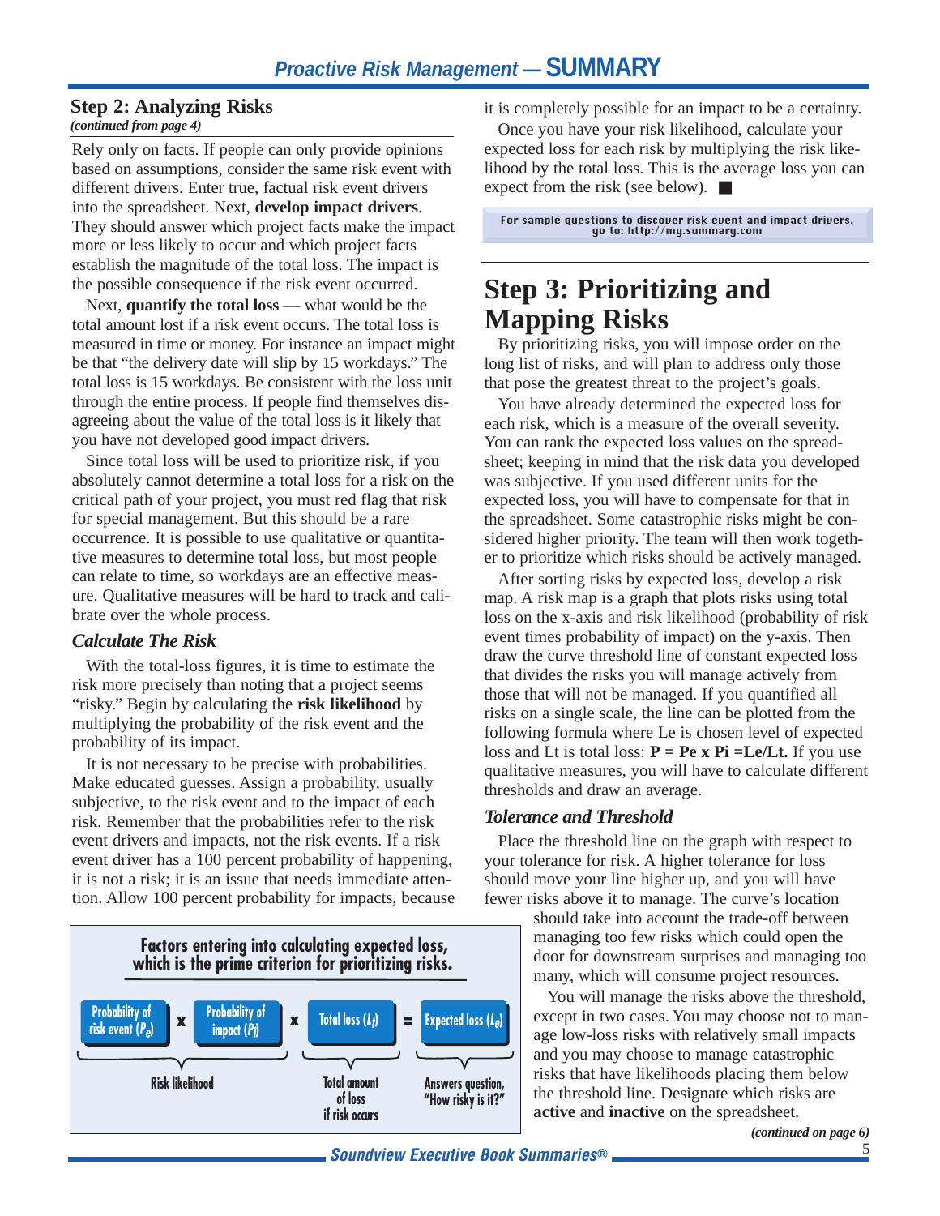## Step 2: Analyzing Risks

*(continued from page 4)*

Rely only on facts. If people can only provide opinions based on assumptions, consider the same risk event with different drivers. Enter true, factual risk event drivers into the spreadsheet. Next, **develop impact drivers**. They should answer which project facts make the impact more or less likely to occur and which project facts establish the magnitude of the total loss. The impact is the possible consequence if the risk event occurred.

Next, **quantify the total loss** — what would be the total amount lost if a risk event occurs. The total loss is measured in time or money. For instance an impact might be that "the delivery date will slip by 15 workdays." The total loss is 15 workdays. Be consistent with the loss unit through the entire process. If people find themselves disagreeing about the value of the total loss is it likely that you have not developed good impact drivers.

Since total loss will be used to prioritize risk, if you absolutely cannot determine a total loss for a risk on the critical path of your project, you must red flag that risk for special management. But this should be a rare occurrence. It is possible to use qualitative or quantitative measures to determine total loss, but most people can relate to time, so workdays are an effective measure. Qualitative measures will be hard to track and calibrate over the whole process.

### *Calculate The Risk*

With the total-loss figures, it is time to estimate the risk more precisely than noting that a project seems "risky." Begin by calculating the **risk likelihood** by multiplying the probability of the risk event and the probability of its impact.

It is not necessary to be precise with probabilities. Make educated guesses. Assign a probability, usually subjective, to the risk event and to the impact of each risk. Remember that the probabilities refer to the risk event drivers and impacts, not the risk events. If a risk event driver has a 100 percent probability of happening, it is not a risk; it is an issue that needs immediate attention. Allow 100 percent probability for impacts, because it is completely possible for an impact to be a certainty.

Once you have your risk likelihood, calculate your expected loss for each risk by multiplying the risk likelihood by the total loss. This is the average loss you can expect from the risk (see below). ■

**Factors entering into calculating expected loss, which is the prime criterion for prioritizing risks.**

| Probability of risk event ($P_e$) | x | Probability of impact ($P_i$) | x | Total loss ($L_t$) | = | Expected loss ($L_e$) |
|---|---|---|---|---|---|---|
| Risk likelihood | | | | Total amount of loss if risk occurs | | Answers question, "How risky is it?" |

For sample questions to discover risk event and impact drivers, go to: http://my.summary.com

## Step 3: Prioritizing and Mapping Risks

By prioritizing risks, you will impose order on the long list of risks, and will plan to address only those that pose the greatest threat to the project's goals.

You have already determined the expected loss for each risk, which is a measure of the overall severity. You can rank the expected loss values on the spreadsheet; keeping in mind that the risk data you developed was subjective. If you used different units for the expected loss, you will have to compensate for that in the spreadsheet. Some catastrophic risks might be considered higher priority. The team will then work together to prioritize which risks should be actively managed.

After sorting risks by expected loss, develop a risk map. A risk map is a graph that plots risks using total loss on the x-axis and risk likelihood (probability of risk event times probability of impact) on the y-axis. Then draw the curve threshold line of constant expected loss that divides the risks you will manage actively from those that will not be managed. If you quantified all risks on a single scale, the line can be plotted from the following formula where Le is chosen level of expected loss and Lt is total loss: **P = Pe x Pi =Le/Lt.** If you use qualitative measures, you will have to calculate different thresholds and draw an average.

### *Tolerance and Threshold*

Place the threshold line on the graph with respect to your tolerance for risk. A higher tolerance for loss should move your line higher up, and you will have fewer risks above it to manage. The curve's location should take into account the trade-off between managing too few risks which could open the door for downstream surprises and managing too many, which will consume project resources.

You will manage the risks above the threshold, except in two cases. You may choose not to manage low-loss risks with relatively small impacts and you may choose to manage catastrophic risks that have likelihoods placing them below the threshold line. Designate which risks are **active** and **inactive** on the spreadsheet.

*(continued on page 6)*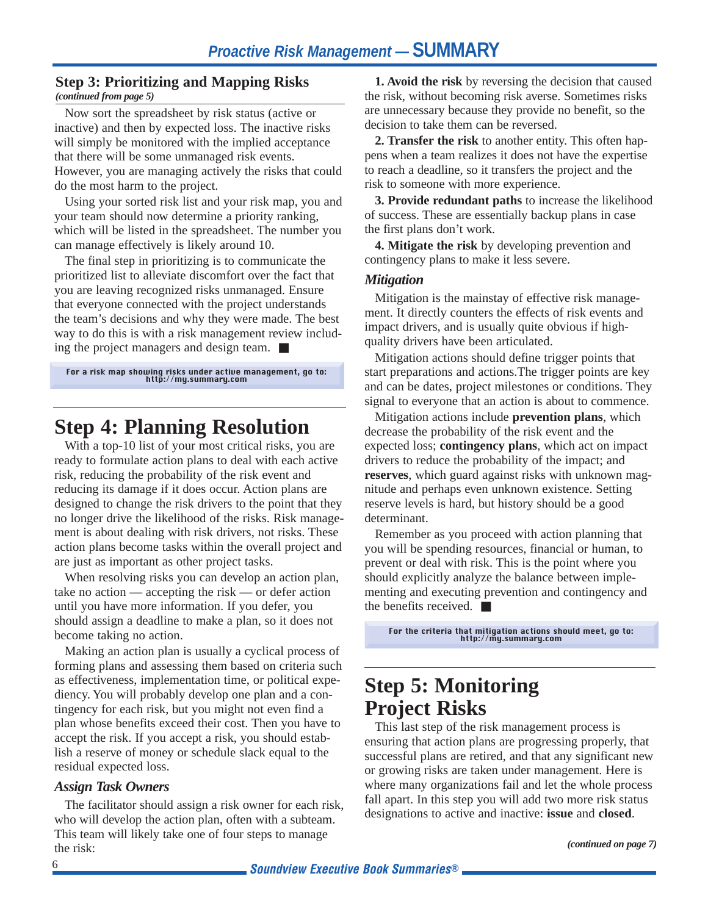### Step 3: Prioritizing and Mapping Risks
*(continued from page 5)*

Now sort the spreadsheet by risk status (active or inactive) and then by expected loss. The inactive risks will simply be monitored with the implied acceptance that there will be some unmanaged risk events. However, you are managing actively the risks that could do the most harm to the project.

Using your sorted risk list and your risk map, you and your team should now determine a priority ranking, which will be listed in the spreadsheet. The number you can manage effectively is likely around 10.

The final step in prioritizing is to communicate the prioritized list to alleviate discomfort over the fact that you are leaving recognized risks unmanaged. Ensure that everyone connected with the project understands the team's decisions and why they were made. The best way to do this is with a risk management review including the project managers and design team. ■

For a risk map showing risks under active management, go to: http://my.summary.com

## Step 4: Planning Resolution

With a top-10 list of your most critical risks, you are ready to formulate action plans to deal with each active risk, reducing the probability of the risk event and reducing its damage if it does occur. Action plans are designed to change the risk drivers to the point that they no longer drive the likelihood of the risks. Risk management is about dealing with risk drivers, not risks. These action plans become tasks within the overall project and are just as important as other project tasks.

When resolving risks you can develop an action plan, take no action — accepting the risk — or defer action until you have more information. If you defer, you should assign a deadline to make a plan, so it does not become taking no action.

Making an action plan is usually a cyclical process of forming plans and assessing them based on criteria such as effectiveness, implementation time, or political expediency. You will probably develop one plan and a contingency for each risk, but you might not even find a plan whose benefits exceed their cost. Then you have to accept the risk. If you accept a risk, you should establish a reserve of money or schedule slack equal to the residual expected loss.

### *Assign Task Owners*

The facilitator should assign a risk owner for each risk, who will develop the action plan, often with a subteam. This team will likely take one of four steps to manage the risk:

**1. Avoid the risk** by reversing the decision that caused the risk, without becoming risk averse. Sometimes risks are unnecessary because they provide no benefit, so the decision to take them can be reversed.

**2. Transfer the risk** to another entity. This often happens when a team realizes it does not have the expertise to reach a deadline, so it transfers the project and the risk to someone with more experience.

**3. Provide redundant paths** to increase the likelihood of success. These are essentially backup plans in case the first plans don't work.

**4. Mitigate the risk** by developing prevention and contingency plans to make it less severe.

### *Mitigation*

Mitigation is the mainstay of effective risk management. It directly counters the effects of risk events and impact drivers, and is usually quite obvious if high-quality drivers have been articulated.

Mitigation actions should define trigger points that start preparations and actions.The trigger points are key and can be dates, project milestones or conditions. They signal to everyone that an action is about to commence.

Mitigation actions include **prevention plans**, which decrease the probability of the risk event and the expected loss; **contingency plans**, which act on impact drivers to reduce the probability of the impact; and **reserves**, which guard against risks with unknown magnitude and perhaps even unknown existence. Setting reserve levels is hard, but history should be a good determinant.

Remember as you proceed with action planning that you will be spending resources, financial or human, to prevent or deal with risk. This is the point where you should explicitly analyze the balance between implementing and executing prevention and contingency and the benefits received. ■

For the criteria that mitigation actions should meet, go to: http://my.summary.com

## Step 5: Monitoring Project Risks

This last step of the risk management process is ensuring that action plans are progressing properly, that successful plans are retired, and that any significant new or growing risks are taken under management. Here is where many organizations fail and let the whole process fall apart. In this step you will add two more risk status designations to active and inactive: **issue** and **closed**.

*(continued on page 7)*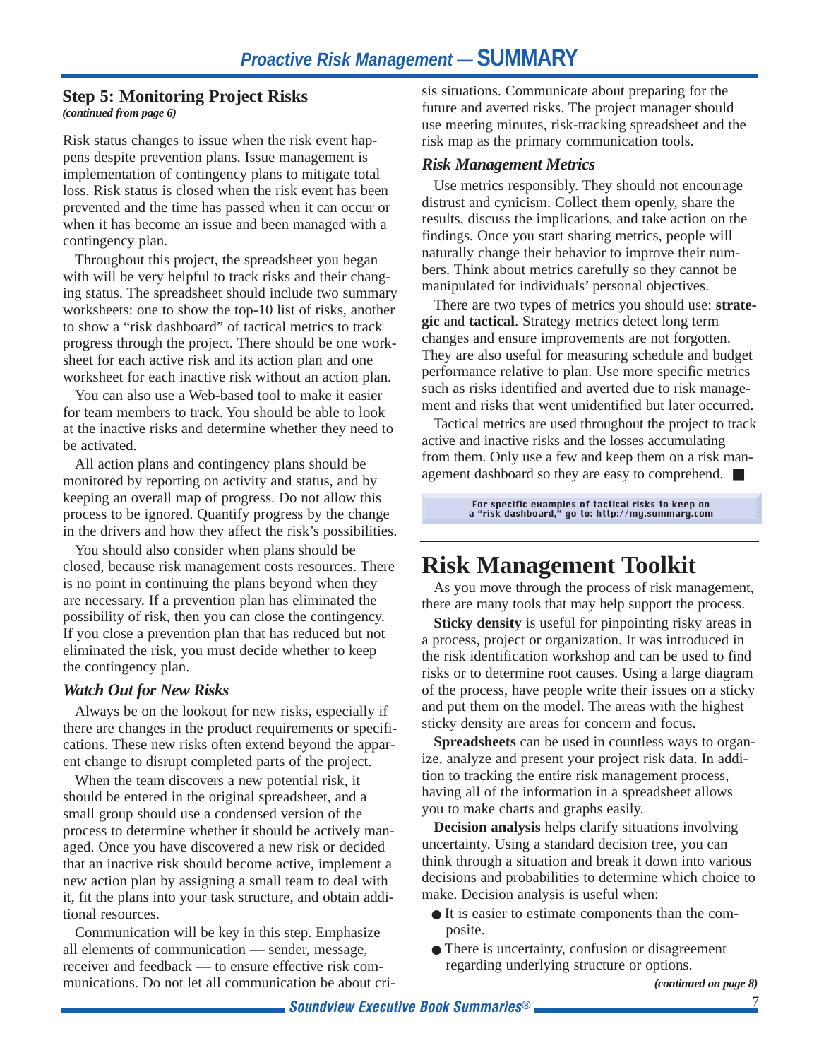### Step 5: Monitoring Project Risks

*(continued from page 6)*

Risk status changes to issue when the risk event happens despite prevention plans. Issue management is implementation of contingency plans to mitigate total loss. Risk status is closed when the risk event has been prevented and the time has passed when it can occur or when it has become an issue and been managed with a contingency plan.

Throughout this project, the spreadsheet you began with will be very helpful to track risks and their changing status. The spreadsheet should include two summary worksheets: one to show the top-10 list of risks, another to show a "risk dashboard" of tactical metrics to track progress through the project. There should be one worksheet for each active risk and its action plan and one worksheet for each inactive risk without an action plan.

You can also use a Web-based tool to make it easier for team members to track. You should be able to look at the inactive risks and determine whether they need to be activated.

All action plans and contingency plans should be monitored by reporting on activity and status, and by keeping an overall map of progress. Do not allow this process to be ignored. Quantify progress by the change in the drivers and how they affect the risk's possibilities.

You should also consider when plans should be closed, because risk management costs resources. There is no point in continuing the plans beyond when they are necessary. If a prevention plan has eliminated the possibility of risk, then you can close the contingency. If you close a prevention plan that has reduced but not eliminated the risk, you must decide whether to keep the contingency plan.

#### *Watch Out for New Risks*

Always be on the lookout for new risks, especially if there are changes in the product requirements or specifications. These new risks often extend beyond the apparent change to disrupt completed parts of the project.

When the team discovers a new potential risk, it should be entered in the original spreadsheet, and a small group should use a condensed version of the process to determine whether it should be actively managed. Once you have discovered a new risk or decided that an inactive risk should become active, implement a new action plan by assigning a small team to deal with it, fit the plans into your task structure, and obtain additional resources.

Communication will be key in this step. Emphasize all elements of communication — sender, message, receiver and feedback — to ensure effective risk communications. Do not let all communication be about crisis situations. Communicate about preparing for the future and averted risks. The project manager should use meeting minutes, risk-tracking spreadsheet and the risk map as the primary communication tools.

#### *Risk Management Metrics*

Use metrics responsibly. They should not encourage distrust and cynicism. Collect them openly, share the results, discuss the implications, and take action on the findings. Once you start sharing metrics, people will naturally change their behavior to improve their numbers. Think about metrics carefully so they cannot be manipulated for individuals' personal objectives.

There are two types of metrics you should use: **strategic** and **tactical**. Strategy metrics detect long term changes and ensure improvements are not forgotten. They are also useful for measuring schedule and budget performance relative to plan. Use more specific metrics such as risks identified and averted due to risk management and risks that went unidentified but later occurred.

Tactical metrics are used throughout the project to track active and inactive risks and the losses accumulating from them. Only use a few and keep them on a risk management dashboard so they are easy to comprehend. ■

For specific examples of tactical risks to keep on a "risk dashboard," go to: http://my.summary.com

## Risk Management Toolkit

As you move through the process of risk management, there are many tools that may help support the process.

**Sticky density** is useful for pinpointing risky areas in a process, project or organization. It was introduced in the risk identification workshop and can be used to find risks or to determine root causes. Using a large diagram of the process, have people write their issues on a sticky and put them on the model. The areas with the highest sticky density are areas for concern and focus.

**Spreadsheets** can be used in countless ways to organize, analyze and present your project risk data. In addition to tracking the entire risk management process, having all of the information in a spreadsheet allows you to make charts and graphs easily.

**Decision analysis** helps clarify situations involving uncertainty. Using a standard decision tree, you can think through a situation and break it down into various decisions and probabilities to determine which choice to make. Decision analysis is useful when:

- It is easier to estimate components than the composite.
- There is uncertainty, confusion or disagreement regarding underlying structure or options.

*(continued on page 8)*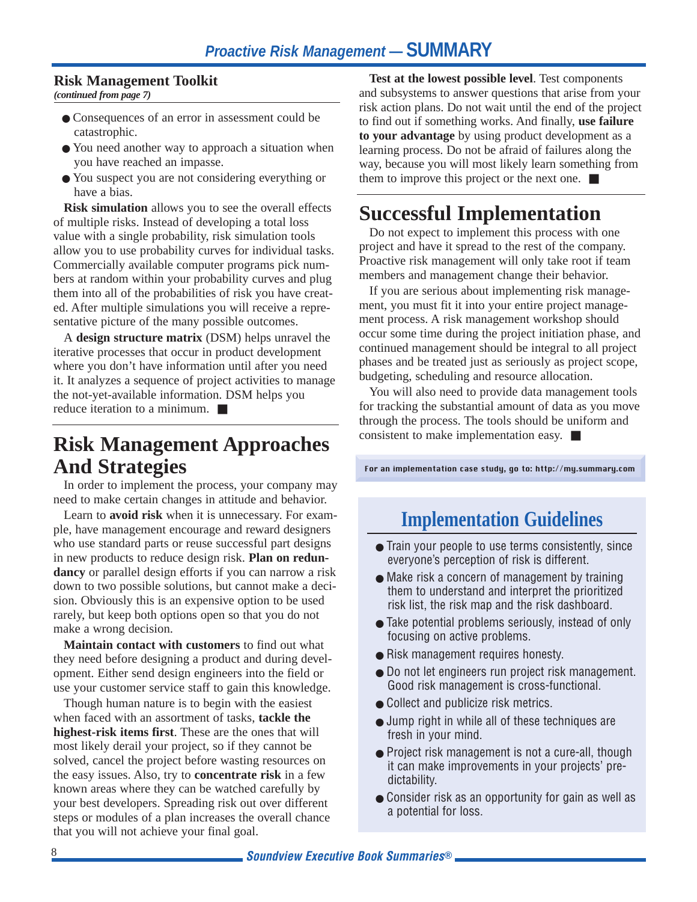### Risk Management Toolkit

*(continued from page 7)*

- Consequences of an error in assessment could be catastrophic.
- You need another way to approach a situation when you have reached an impasse.
- You suspect you are not considering everything or have a bias.

**Risk simulation** allows you to see the overall effects of multiple risks. Instead of developing a total loss value with a single probability, risk simulation tools allow you to use probability curves for individual tasks. Commercially available computer programs pick numbers at random within your probability curves and plug them into all of the probabilities of risk you have created. After multiple simulations you will receive a representative picture of the many possible outcomes.

A **design structure matrix** (DSM) helps unravel the iterative processes that occur in product development where you don't have information until after you need it. It analyzes a sequence of project activities to manage the not-yet-available information. DSM helps you reduce iteration to a minimum. ■

## Risk Management Approaches And Strategies

In order to implement the process, your company may need to make certain changes in attitude and behavior.

Learn to **avoid risk** when it is unnecessary. For example, have management encourage and reward designers who use standard parts or reuse successful part designs in new products to reduce design risk. **Plan on redundancy** or parallel design efforts if you can narrow a risk down to two possible solutions, but cannot make a decision. Obviously this is an expensive option to be used rarely, but keep both options open so that you do not make a wrong decision.

**Maintain contact with customers** to find out what they need before designing a product and during development. Either send design engineers into the field or use your customer service staff to gain this knowledge.

Though human nature is to begin with the easiest when faced with an assortment of tasks, **tackle the highest-risk items first**. These are the ones that will most likely derail your project, so if they cannot be solved, cancel the project before wasting resources on the easy issues. Also, try to **concentrate risk** in a few known areas where they can be watched carefully by your best developers. Spreading risk out over different steps or modules of a plan increases the overall chance that you will not achieve your final goal.

**Test at the lowest possible level**. Test components and subsystems to answer questions that arise from your risk action plans. Do not wait until the end of the project to find out if something works. And finally, **use failure to your advantage** by using product development as a learning process. Do not be afraid of failures along the way, because you will most likely learn something from them to improve this project or the next one. ■

## Successful Implementation

Do not expect to implement this process with one project and have it spread to the rest of the company. Proactive risk management will only take root if team members and management change their behavior.

If you are serious about implementing risk management, you must fit it into your entire project management process. A risk management workshop should occur some time during the project initiation phase, and continued management should be integral to all project phases and be treated just as seriously as project scope, budgeting, scheduling and resource allocation.

You will also need to provide data management tools for tracking the substantial amount of data as you move through the process. The tools should be uniform and consistent to make implementation easy. ■

For an implementation case study, go to: http://my.summary.com

## Implementation Guidelines

- Train your people to use terms consistently, since everyone's perception of risk is different.
- Make risk a concern of management by training them to understand and interpret the prioritized risk list, the risk map and the risk dashboard.
- Take potential problems seriously, instead of only focusing on active problems.
- Risk management requires honesty.
- Do not let engineers run project risk management. Good risk management is cross-functional.
- Collect and publicize risk metrics.
- Jump right in while all of these techniques are fresh in your mind.
- Project risk management is not a cure-all, though it can make improvements in your projects' predictability.
- Consider risk as an opportunity for gain as well as a potential for loss.